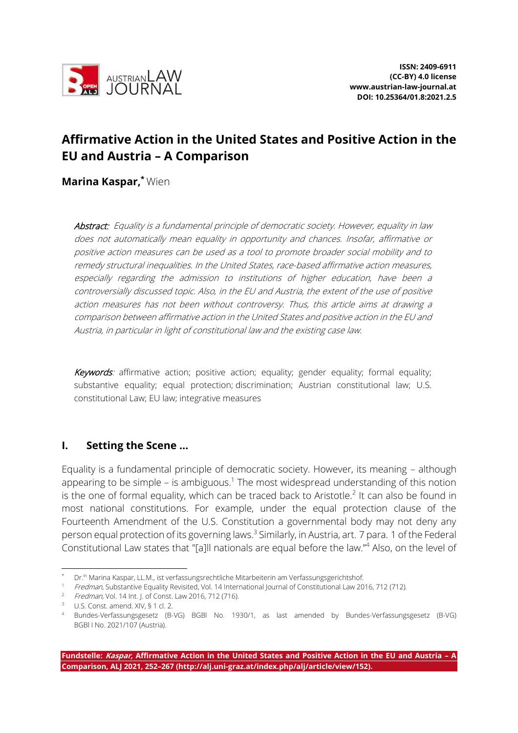ISSN: 2409-6911
(CC-BY) 4.0 license
www.austrian-law-journal.at
DOI: 10.25364/01.8:2021.2.5

# Affirmative Action in the United States and Positive Action in the EU and Austria – A Comparison

**Marina Kaspar,*** Wien

***Abstract:*** *Equality is a fundamental principle of democratic society. However, equality in law does not automatically mean equality in opportunity and chances. Insofar, affirmative or positive action measures can be used as a tool to promote broader social mobility and to remedy structural inequalities. In the United States, race-based affirmative action measures, especially regarding the admission to institutions of higher education, have been a controversially discussed topic. Also, in the EU and Austria, the extent of the use of positive action measures has not been without controversy. Thus, this article aims at drawing a comparison between affirmative action in the United States and positive action in the EU and Austria, in particular in light of constitutional law and the existing case law.*

***Keywords:*** affirmative action; positive action; equality; gender equality; formal equality; substantive equality; equal protection; discrimination; Austrian constitutional law; U.S. constitutional Law; EU law; integrative measures

## I. Setting the Scene …

Equality is a fundamental principle of democratic society. However, its meaning – although appearing to be simple – is ambiguous.[1] The most widespread understanding of this notion is the one of formal equality, which can be traced back to Aristotle.[2] It can also be found in most national constitutions. For example, under the equal protection clause of the Fourteenth Amendment of the U.S. Constitution a governmental body may not deny any person equal protection of its governing laws.[3] Similarly, in Austria, art. 7 para. 1 of the Federal Constitutional Law states that "[a]ll nationals are equal before the law."[4] Also, on the level of

---

* Dr.in Marina Kaspar, LL.M., ist verfassungsrechtliche Mitarbeiterin am Verfassungsgerichtshof.

[1] *Fredman,* Substantive Equality Revisited, Vol. 14 International Journal of Constitutional Law 2016, 712 (712).

[2] *Fredman,* Vol. 14 Int. J. of Const. Law 2016, 712 (716).

[3] U.S. Const. amend. XIV, § 1 cl. 2.

[4] Bundes-Verfassungsgesetz (B-VG) BGBl No. 1930/1, as last amended by Bundes-Verfassungsgesetz (B-VG) BGBl I No. 2021/107 (Austria).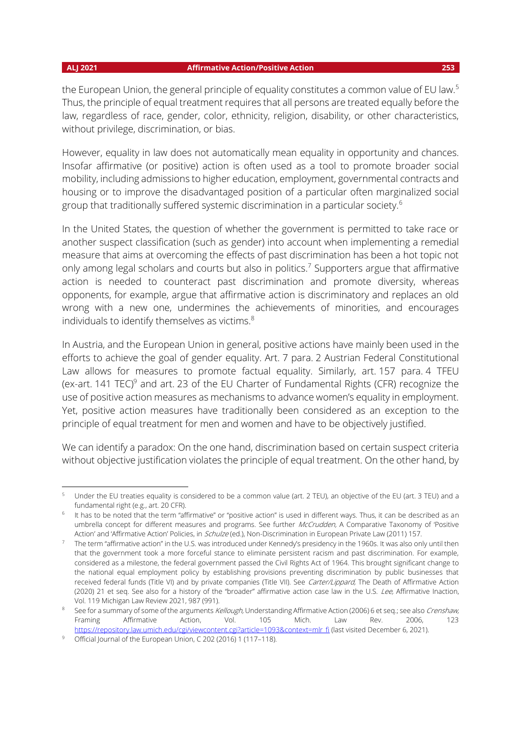the European Union, the general principle of equality constitutes a common value of EU law.[5] Thus, the principle of equal treatment requires that all persons are treated equally before the law, regardless of race, gender, color, ethnicity, religion, disability, or other characteristics, without privilege, discrimination, or bias.

However, equality in law does not automatically mean equality in opportunity and chances. Insofar affirmative (or positive) action is often used as a tool to promote broader social mobility, including admissions to higher education, employment, governmental contracts and housing or to improve the disadvantaged position of a particular often marginalized social group that traditionally suffered systemic discrimination in a particular society.[6]

In the United States, the question of whether the government is permitted to take race or another suspect classification (such as gender) into account when implementing a remedial measure that aims at overcoming the effects of past discrimination has been a hot topic not only among legal scholars and courts but also in politics.[7] Supporters argue that affirmative action is needed to counteract past discrimination and promote diversity, whereas opponents, for example, argue that affirmative action is discriminatory and replaces an old wrong with a new one, undermines the achievements of minorities, and encourages individuals to identify themselves as victims.[8]

In Austria, and the European Union in general, positive actions have mainly been used in the efforts to achieve the goal of gender equality. Art. 7 para. 2 Austrian Federal Constitutional Law allows for measures to promote factual equality. Similarly, art. 157 para. 4 TFEU (ex-art. 141 TEC)[9] and art. 23 of the EU Charter of Fundamental Rights (CFR) recognize the use of positive action measures as mechanisms to advance women's equality in employment. Yet, positive action measures have traditionally been considered as an exception to the principle of equal treatment for men and women and have to be objectively justified.

We can identify a paradox: On the one hand, discrimination based on certain suspect criteria without objective justification violates the principle of equal treatment. On the other hand, by

---

[5] Under the EU treaties equality is considered to be a common value (art. 2 TEU), an objective of the EU (art. 3 TEU) and a fundamental right (e.g., art. 20 CFR).

[6] It has to be noted that the term "affirmative" or "positive action" is used in different ways. Thus, it can be described as an umbrella concept for different measures and programs. See further *McCrudden*, A Comparative Taxonomy of 'Positive Action' and 'Affirmative Action' Policies, in *Schulze* (ed.), Non-Discrimination in European Private Law (2011) 157.

[7] The term "affirmative action" in the U.S. was introduced under Kennedy's presidency in the 1960s. It was also only until then that the government took a more forceful stance to eliminate persistent racism and past discrimination. For example, considered as a milestone, the federal government passed the Civil Rights Act of 1964. This brought significant change to the national equal employment policy by establishing provisions preventing discrimination by public businesses that received federal funds (Title VI) and by private companies (Title VII). See *Carter/Lippard*, The Death of Affirmative Action (2020) 21 et seq. See also for a history of the "broader" affirmative action case law in the U.S. *Lee*, Affirmative Inaction, Vol. 119 Michigan Law Review 2021, 987 (991).

[8] See for a summary of some of the arguments *Kellough*, Understanding Affirmative Action (2006) 6 et seq.; see also *Crenshaw*, Framing Affirmative Action, Vol. 105 Mich. Law Rev. 2006, 123 https://repository.law.umich.edu/cgi/viewcontent.cgi?article=1093&context=mlr_fi (last visited December 6, 2021).

[9] Official Journal of the European Union, C 202 (2016) 1 (117–118).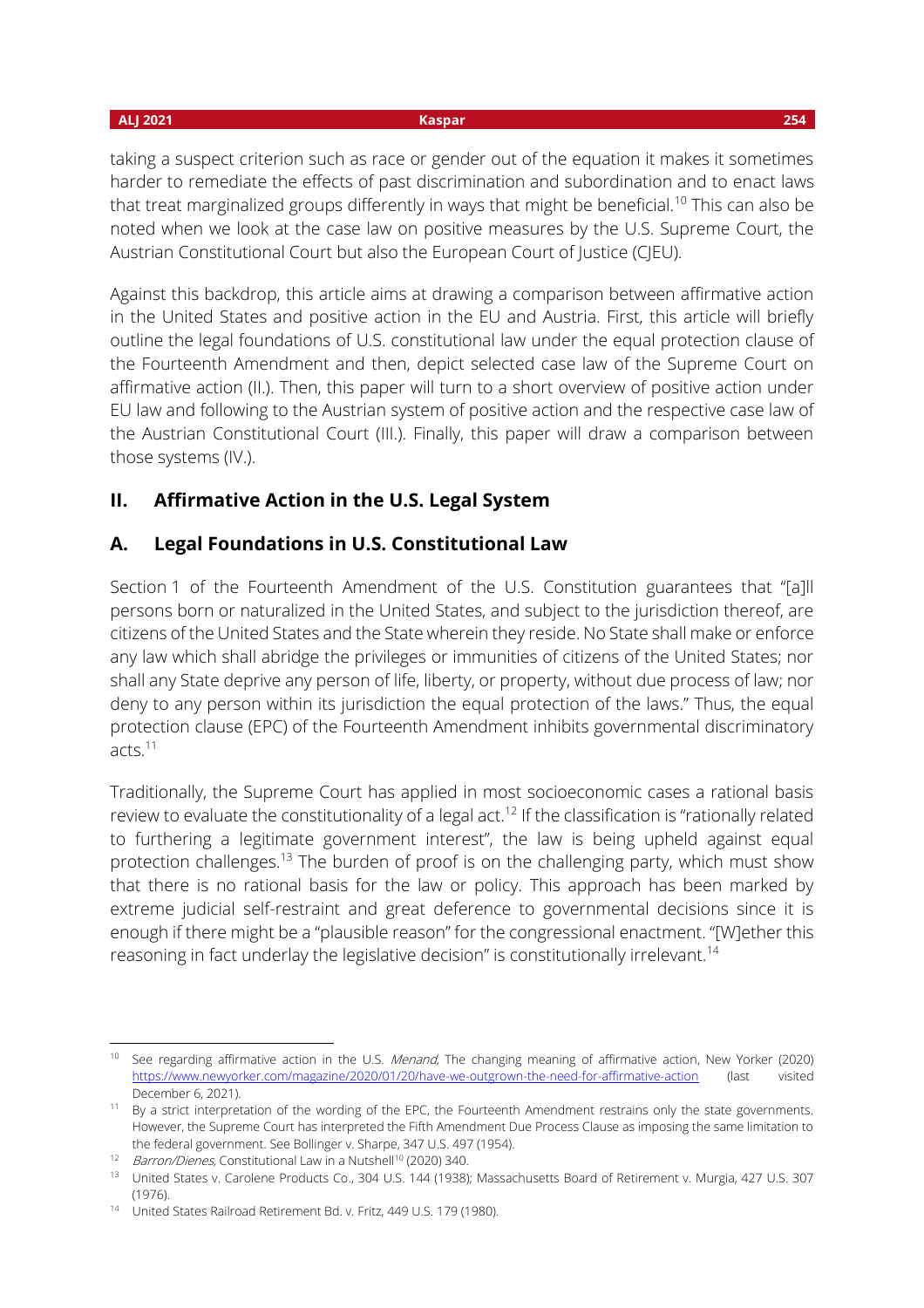taking a suspect criterion such as race or gender out of the equation it makes it sometimes harder to remediate the effects of past discrimination and subordination and to enact laws that treat marginalized groups differently in ways that might be beneficial.[10] This can also be noted when we look at the case law on positive measures by the U.S. Supreme Court, the Austrian Constitutional Court but also the European Court of Justice (CJEU).

Against this backdrop, this article aims at drawing a comparison between affirmative action in the United States and positive action in the EU and Austria. First, this article will briefly outline the legal foundations of U.S. constitutional law under the equal protection clause of the Fourteenth Amendment and then, depict selected case law of the Supreme Court on affirmative action (II.). Then, this paper will turn to a short overview of positive action under EU law and following to the Austrian system of positive action and the respective case law of the Austrian Constitutional Court (III.). Finally, this paper will draw a comparison between those systems (IV.).

## II. Affirmative Action in the U.S. Legal System

### A. Legal Foundations in U.S. Constitutional Law

Section 1 of the Fourteenth Amendment of the U.S. Constitution guarantees that "[a]ll persons born or naturalized in the United States, and subject to the jurisdiction thereof, are citizens of the United States and the State wherein they reside. No State shall make or enforce any law which shall abridge the privileges or immunities of citizens of the United States; nor shall any State deprive any person of life, liberty, or property, without due process of law; nor deny to any person within its jurisdiction the equal protection of the laws." Thus, the equal protection clause (EPC) of the Fourteenth Amendment inhibits governmental discriminatory acts.[11]

Traditionally, the Supreme Court has applied in most socioeconomic cases a rational basis review to evaluate the constitutionality of a legal act.[12] If the classification is "rationally related to furthering a legitimate government interest", the law is being upheld against equal protection challenges.[13] The burden of proof is on the challenging party, which must show that there is no rational basis for the law or policy. This approach has been marked by extreme judicial self-restraint and great deference to governmental decisions since it is enough if there might be a "plausible reason" for the congressional enactment. "[W]ether this reasoning in fact underlay the legislative decision" is constitutionally irrelevant.[14]

---

[10] See regarding affirmative action in the U.S. *Menand,* The changing meaning of affirmative action, New Yorker (2020) https://www.newyorker.com/magazine/2020/01/20/have-we-outgrown-the-need-for-affirmative-action (last visited December 6, 2021).

[11] By a strict interpretation of the wording of the EPC, the Fourteenth Amendment restrains only the state governments. However, the Supreme Court has interpreted the Fifth Amendment Due Process Clause as imposing the same limitation to the federal government. See Bollinger v. Sharpe, 347 U.S. 497 (1954).

[12] *Barron/Dienes,* Constitutional Law in a Nutshell[10] (2020) 340.

[13] United States v. Carolene Products Co., 304 U.S. 144 (1938); Massachusetts Board of Retirement v. Murgia, 427 U.S. 307 (1976).

[14] United States Railroad Retirement Bd. v. Fritz, 449 U.S. 179 (1980).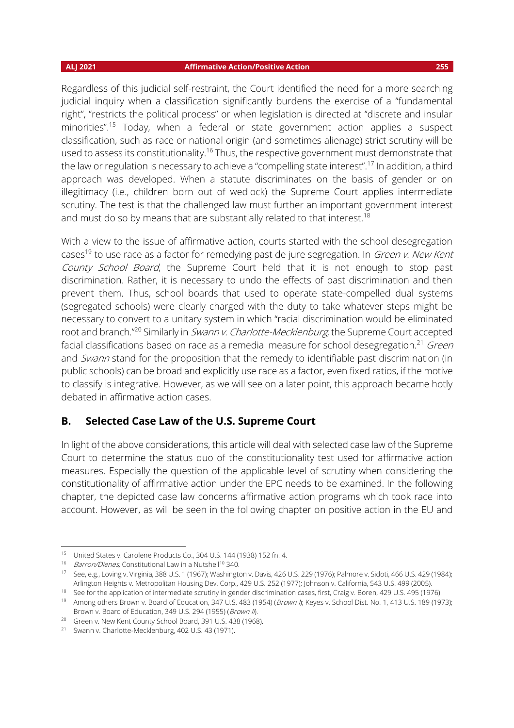Regardless of this judicial self-restraint, the Court identified the need for a more searching judicial inquiry when a classification significantly burdens the exercise of a "fundamental right", "restricts the political process" or when legislation is directed at "discrete and insular minorities".[15] Today, when a federal or state government action applies a suspect classification, such as race or national origin (and sometimes alienage) strict scrutiny will be used to assess its constitutionality.[16] Thus, the respective government must demonstrate that the law or regulation is necessary to achieve a "compelling state interest".[17] In addition, a third approach was developed. When a statute discriminates on the basis of gender or on illegitimacy (i.e., children born out of wedlock) the Supreme Court applies intermediate scrutiny. The test is that the challenged law must further an important government interest and must do so by means that are substantially related to that interest.[18]

With a view to the issue of affirmative action, courts started with the school desegregation cases[19] to use race as a factor for remedying past de jure segregation. In *Green v. New Kent County School Board*, the Supreme Court held that it is not enough to stop past discrimination. Rather, it is necessary to undo the effects of past discrimination and then prevent them. Thus, school boards that used to operate state-compelled dual systems (segregated schools) were clearly charged with the duty to take whatever steps might be necessary to convert to a unitary system in which "racial discrimination would be eliminated root and branch."[20] Similarly in *Swann v. Charlotte-Mecklenburg*, the Supreme Court accepted facial classifications based on race as a remedial measure for school desegregation.[21] *Green* and *Swann* stand for the proposition that the remedy to identifiable past discrimination (in public schools) can be broad and explicitly use race as a factor, even fixed ratios, if the motive to classify is integrative. However, as we will see on a later point, this approach became hotly debated in affirmative action cases.

## B. Selected Case Law of the U.S. Supreme Court

In light of the above considerations, this article will deal with selected case law of the Supreme Court to determine the status quo of the constitutionality test used for affirmative action measures. Especially the question of the applicable level of scrutiny when considering the constitutionality of affirmative action under the EPC needs to be examined. In the following chapter, the depicted case law concerns affirmative action programs which took race into account. However, as will be seen in the following chapter on positive action in the EU and

---

[15] United States v. Carolene Products Co., 304 U.S. 144 (1938) 152 fn. 4.

[16] *Barron/Dienes*, Constitutional Law in a Nutshell[10] 340.

[17] See, e.g., Loving v. Virginia, 388 U.S. 1 (1967); Washington v. Davis, 426 U.S. 229 (1976); Palmore v. Sidoti, 466 U.S. 429 (1984); Arlington Heights v. Metropolitan Housing Dev. Corp., 429 U.S. 252 (1977); Johnson v. California, 543 U.S. 499 (2005).

[18] See for the application of intermediate scrutiny in gender discrimination cases, first, Craig v. Boren, 429 U.S. 495 (1976).

[19] Among others Brown v. Board of Education, 347 U.S. 483 (1954) (*Brown I*); Keyes v. School Dist. No. 1, 413 U.S. 189 (1973); Brown v. Board of Education, 349 U.S. 294 (1955) (*Brown II*).

[20] Green v. New Kent County School Board, 391 U.S. 438 (1968).

[21] Swann v. Charlotte-Mecklenburg, 402 U.S. 43 (1971).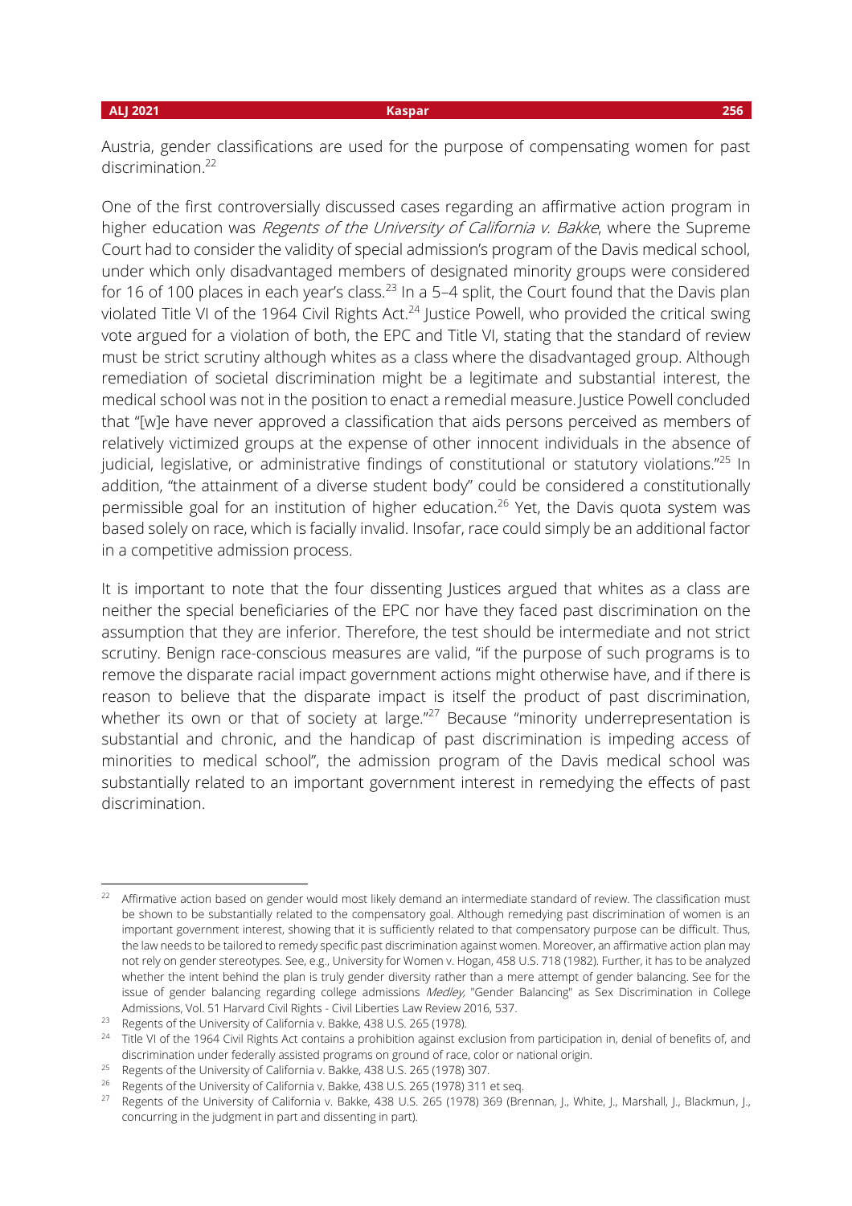Austria, gender classifications are used for the purpose of compensating women for past discrimination.[22]

One of the first controversially discussed cases regarding an affirmative action program in higher education was *Regents of the University of California v. Bakke*, where the Supreme Court had to consider the validity of special admission's program of the Davis medical school, under which only disadvantaged members of designated minority groups were considered for 16 of 100 places in each year's class.[23] In a 5–4 split, the Court found that the Davis plan violated Title VI of the 1964 Civil Rights Act.[24] Justice Powell, who provided the critical swing vote argued for a violation of both, the EPC and Title VI, stating that the standard of review must be strict scrutiny although whites as a class where the disadvantaged group. Although remediation of societal discrimination might be a legitimate and substantial interest, the medical school was not in the position to enact a remedial measure. Justice Powell concluded that "[w]e have never approved a classification that aids persons perceived as members of relatively victimized groups at the expense of other innocent individuals in the absence of judicial, legislative, or administrative findings of constitutional or statutory violations."[25] In addition, "the attainment of a diverse student body" could be considered a constitutionally permissible goal for an institution of higher education.[26] Yet, the Davis quota system was based solely on race, which is facially invalid. Insofar, race could simply be an additional factor in a competitive admission process.

It is important to note that the four dissenting Justices argued that whites as a class are neither the special beneficiaries of the EPC nor have they faced past discrimination on the assumption that they are inferior. Therefore, the test should be intermediate and not strict scrutiny. Benign race-conscious measures are valid, "if the purpose of such programs is to remove the disparate racial impact government actions might otherwise have, and if there is reason to believe that the disparate impact is itself the product of past discrimination, whether its own or that of society at large."[27] Because "minority underrepresentation is substantial and chronic, and the handicap of past discrimination is impeding access of minorities to medical school", the admission program of the Davis medical school was substantially related to an important government interest in remedying the effects of past discrimination.

---

[22] Affirmative action based on gender would most likely demand an intermediate standard of review. The classification must be shown to be substantially related to the compensatory goal. Although remedying past discrimination of women is an important government interest, showing that it is sufficiently related to that compensatory purpose can be difficult. Thus, the law needs to be tailored to remedy specific past discrimination against women. Moreover, an affirmative action plan may not rely on gender stereotypes. See, e.g., University for Women v. Hogan, 458 U.S. 718 (1982). Further, it has to be analyzed whether the intent behind the plan is truly gender diversity rather than a mere attempt of gender balancing. See for the issue of gender balancing regarding college admissions *Medley*, "Gender Balancing" as Sex Discrimination in College Admissions, Vol. 51 Harvard Civil Rights - Civil Liberties Law Review 2016, 537.

[23] Regents of the University of California v. Bakke, 438 U.S. 265 (1978).

[24] Title VI of the 1964 Civil Rights Act contains a prohibition against exclusion from participation in, denial of benefits of, and discrimination under federally assisted programs on ground of race, color or national origin.

[25] Regents of the University of California v. Bakke, 438 U.S. 265 (1978) 307.

[26] Regents of the University of California v. Bakke, 438 U.S. 265 (1978) 311 et seq.

[27] Regents of the University of California v. Bakke, 438 U.S. 265 (1978) 369 (Brennan, J., White, J., Marshall, J., Blackmun, J., concurring in the judgment in part and dissenting in part).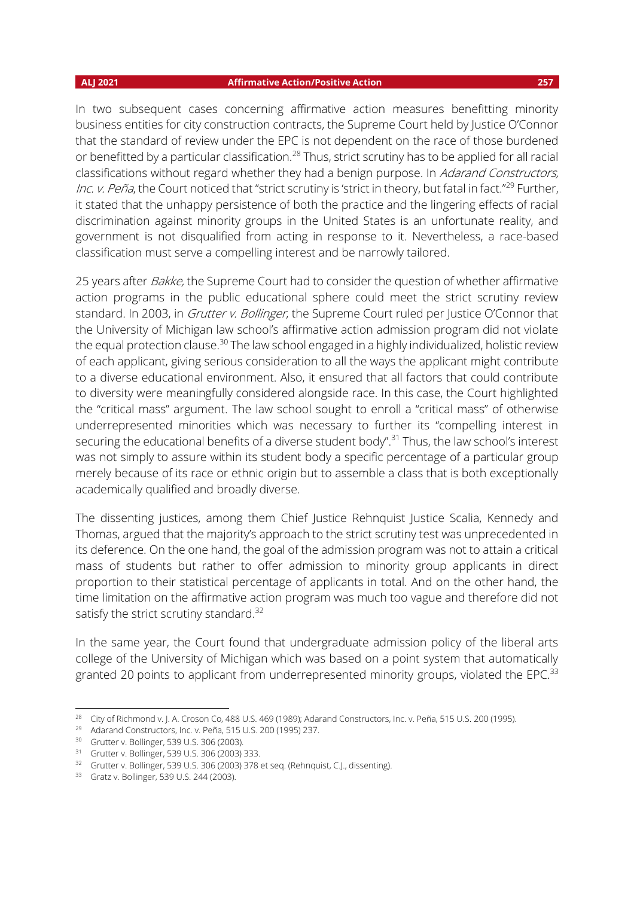In two subsequent cases concerning affirmative action measures benefitting minority business entities for city construction contracts, the Supreme Court held by Justice O'Connor that the standard of review under the EPC is not dependent on the race of those burdened or benefitted by a particular classification.[28] Thus, strict scrutiny has to be applied for all racial classifications without regard whether they had a benign purpose. In *Adarand Constructors, Inc. v. Peña*, the Court noticed that "strict scrutiny is 'strict in theory, but fatal in fact.'"[29] Further, it stated that the unhappy persistence of both the practice and the lingering effects of racial discrimination against minority groups in the United States is an unfortunate reality, and government is not disqualified from acting in response to it. Nevertheless, a race-based classification must serve a compelling interest and be narrowly tailored.

25 years after *Bakke,* the Supreme Court had to consider the question of whether affirmative action programs in the public educational sphere could meet the strict scrutiny review standard. In 2003, in *Grutter v. Bollinger*, the Supreme Court ruled per Justice O'Connor that the University of Michigan law school's affirmative action admission program did not violate the equal protection clause.[30] The law school engaged in a highly individualized, holistic review of each applicant, giving serious consideration to all the ways the applicant might contribute to a diverse educational environment. Also, it ensured that all factors that could contribute to diversity were meaningfully considered alongside race. In this case, the Court highlighted the "critical mass" argument. The law school sought to enroll a "critical mass" of otherwise underrepresented minorities which was necessary to further its "compelling interest in securing the educational benefits of a diverse student body".[31] Thus, the law school's interest was not simply to assure within its student body a specific percentage of a particular group merely because of its race or ethnic origin but to assemble a class that is both exceptionally academically qualified and broadly diverse.

The dissenting justices, among them Chief Justice Rehnquist Justice Scalia, Kennedy and Thomas, argued that the majority's approach to the strict scrutiny test was unprecedented in its deference. On the one hand, the goal of the admission program was not to attain a critical mass of students but rather to offer admission to minority group applicants in direct proportion to their statistical percentage of applicants in total. And on the other hand, the time limitation on the affirmative action program was much too vague and therefore did not satisfy the strict scrutiny standard.[32]

In the same year, the Court found that undergraduate admission policy of the liberal arts college of the University of Michigan which was based on a point system that automatically granted 20 points to applicant from underrepresented minority groups, violated the EPC.[33]

---

[28] City of Richmond v. J. A. Croson Co, 488 U.S. 469 (1989); Adarand Constructors, Inc. v. Peña, 515 U.S. 200 (1995).

[29] Adarand Constructors, Inc. v. Peña, 515 U.S. 200 (1995) 237.

[30] Grutter v. Bollinger, 539 U.S. 306 (2003).

[31] Grutter v. Bollinger, 539 U.S. 306 (2003) 333.

[32] Grutter v. Bollinger, 539 U.S. 306 (2003) 378 et seq. (Rehnquist, C.J., dissenting).

[33] Gratz v. Bollinger, 539 U.S. 244 (2003).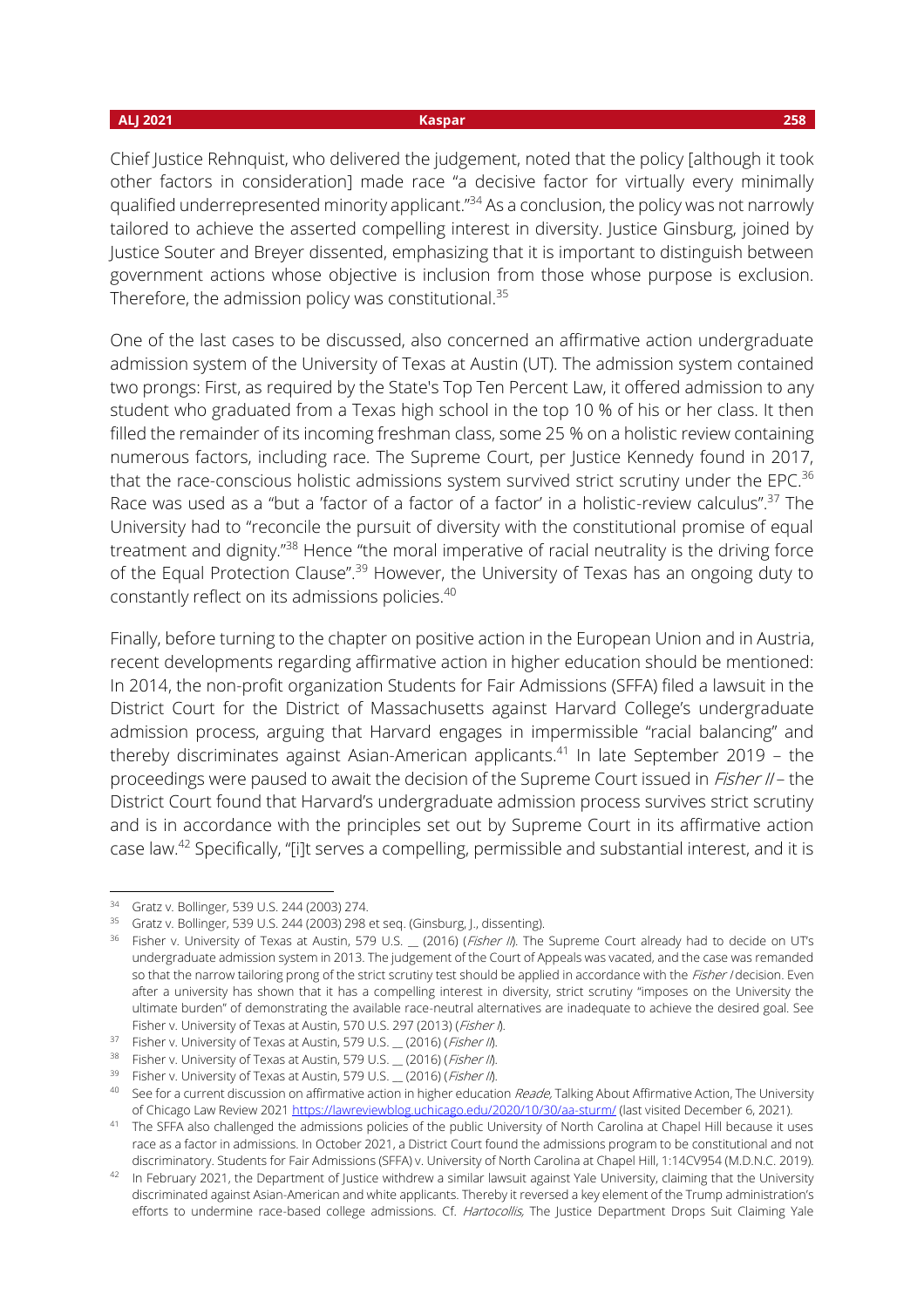Chief Justice Rehnquist, who delivered the judgement, noted that the policy [although it took other factors in consideration] made race "a decisive factor for virtually every minimally qualified underrepresented minority applicant."[34] As a conclusion, the policy was not narrowly tailored to achieve the asserted compelling interest in diversity. Justice Ginsburg, joined by Justice Souter and Breyer dissented, emphasizing that it is important to distinguish between government actions whose objective is inclusion from those whose purpose is exclusion. Therefore, the admission policy was constitutional.[35]

One of the last cases to be discussed, also concerned an affirmative action undergraduate admission system of the University of Texas at Austin (UT). The admission system contained two prongs: First, as required by the State's Top Ten Percent Law, it offered admission to any student who graduated from a Texas high school in the top 10 % of his or her class. It then filled the remainder of its incoming freshman class, some 25 % on a holistic review containing numerous factors, including race. The Supreme Court, per Justice Kennedy found in 2017, that the race-conscious holistic admissions system survived strict scrutiny under the EPC.[36] Race was used as a "but a 'factor of a factor of a factor' in a holistic-review calculus".[37] The University had to "reconcile the pursuit of diversity with the constitutional promise of equal treatment and dignity."[38] Hence "the moral imperative of racial neutrality is the driving force of the Equal Protection Clause".[39] However, the University of Texas has an ongoing duty to constantly reflect on its admissions policies.[40]

Finally, before turning to the chapter on positive action in the European Union and in Austria, recent developments regarding affirmative action in higher education should be mentioned: In 2014, the non-profit organization Students for Fair Admissions (SFFA) filed a lawsuit in the District Court for the District of Massachusetts against Harvard College's undergraduate admission process, arguing that Harvard engages in impermissible "racial balancing" and thereby discriminates against Asian-American applicants.[41] In late September 2019 – the proceedings were paused to await the decision of the Supreme Court issued in *Fisher II* – the District Court found that Harvard's undergraduate admission process survives strict scrutiny and is in accordance with the principles set out by Supreme Court in its affirmative action case law.[42] Specifically, "[i]t serves a compelling, permissible and substantial interest, and it is

---

[34] Gratz v. Bollinger, 539 U.S. 244 (2003) 274.

[35] Gratz v. Bollinger, 539 U.S. 244 (2003) 298 et seq. (Ginsburg, J., dissenting).

[36] Fisher v. University of Texas at Austin, 579 U.S. __ (2016) (*Fisher II*). The Supreme Court already had to decide on UT's undergraduate admission system in 2013. The judgement of the Court of Appeals was vacated, and the case was remanded so that the narrow tailoring prong of the strict scrutiny test should be applied in accordance with the *Fisher I* decision. Even after a university has shown that it has a compelling interest in diversity, strict scrutiny "imposes on the University the ultimate burden" of demonstrating the available race-neutral alternatives are inadequate to achieve the desired goal. See Fisher v. University of Texas at Austin, 570 U.S. 297 (2013) (*Fisher I*).

[37] Fisher v. University of Texas at Austin, 579 U.S. __ (2016) (*Fisher II*).

[38] Fisher v. University of Texas at Austin, 579 U.S. __ (2016) (*Fisher II*).

[39] Fisher v. University of Texas at Austin, 579 U.S. __ (2016) (*Fisher II*).

[40] See for a current discussion on affirmative action in higher education *Reade*, Talking About Affirmative Action, The University of Chicago Law Review 2021 https://lawreviewblog.uchicago.edu/2020/10/30/aa-sturm/ (last visited December 6, 2021).

[41] The SFFA also challenged the admissions policies of the public University of North Carolina at Chapel Hill because it uses race as a factor in admissions. In October 2021, a District Court found the admissions program to be constitutional and not discriminatory. Students for Fair Admissions (SFFA) v. University of North Carolina at Chapel Hill, 1:14CV954 (M.D.N.C. 2019).

[42] In February 2021, the Department of Justice withdrew a similar lawsuit against Yale University, claiming that the University discriminated against Asian-American and white applicants. Thereby it reversed a key element of the Trump administration's efforts to undermine race-based college admissions. Cf. *Hartocollis*, The Justice Department Drops Suit Claiming Yale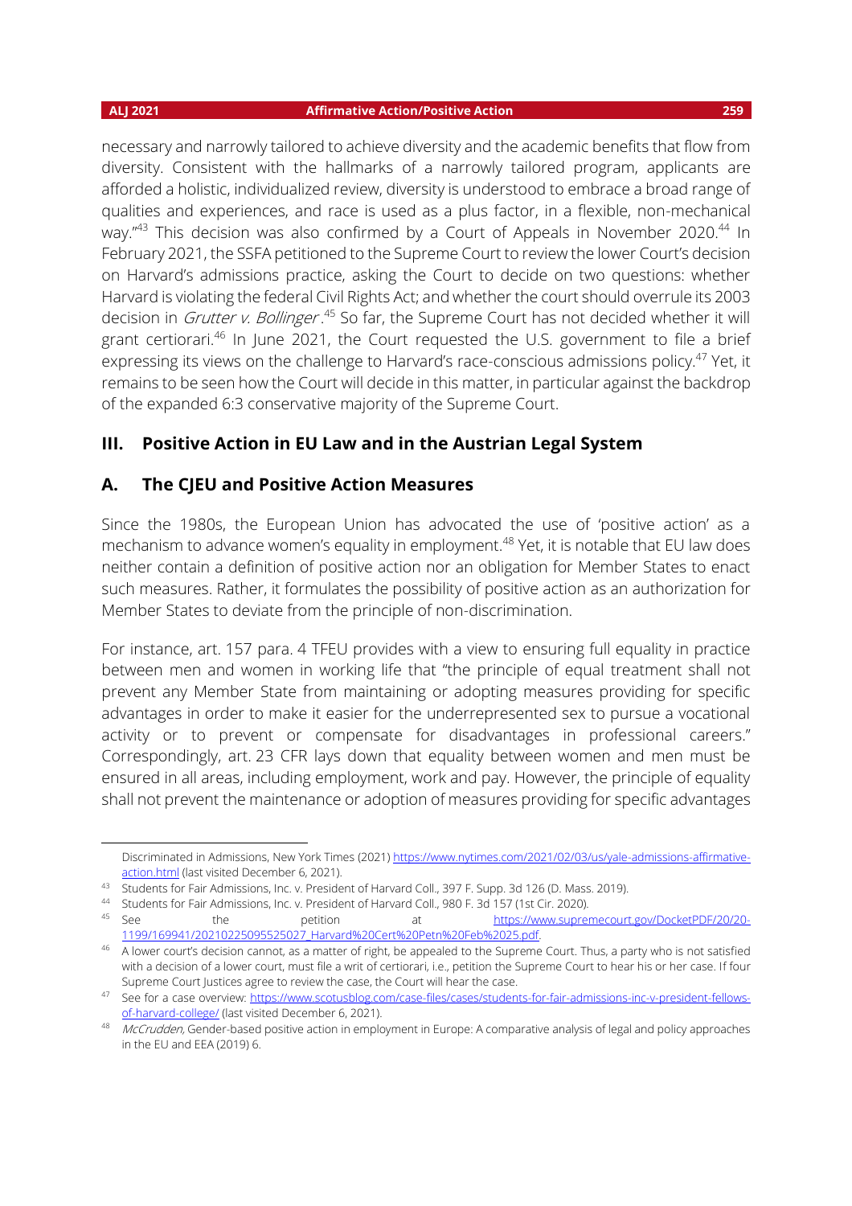necessary and narrowly tailored to achieve diversity and the academic benefits that flow from diversity. Consistent with the hallmarks of a narrowly tailored program, applicants are afforded a holistic, individualized review, diversity is understood to embrace a broad range of qualities and experiences, and race is used as a plus factor, in a flexible, non-mechanical way."[43] This decision was also confirmed by a Court of Appeals in November 2020.[44] In February 2021, the SSFA petitioned to the Supreme Court to review the lower Court's decision on Harvard's admissions practice, asking the Court to decide on two questions: whether Harvard is violating the federal Civil Rights Act; and whether the court should overrule its 2003 decision in *Grutter v. Bollinger*.[45] So far, the Supreme Court has not decided whether it will grant certiorari.[46] In June 2021, the Court requested the U.S. government to file a brief expressing its views on the challenge to Harvard's race-conscious admissions policy.[47] Yet, it remains to be seen how the Court will decide in this matter, in particular against the backdrop of the expanded 6:3 conservative majority of the Supreme Court.

## III. Positive Action in EU Law and in the Austrian Legal System

### A. The CJEU and Positive Action Measures

Since the 1980s, the European Union has advocated the use of 'positive action' as a mechanism to advance women's equality in employment.[48] Yet, it is notable that EU law does neither contain a definition of positive action nor an obligation for Member States to enact such measures. Rather, it formulates the possibility of positive action as an authorization for Member States to deviate from the principle of non-discrimination.

For instance, art. 157 para. 4 TFEU provides with a view to ensuring full equality in practice between men and women in working life that "the principle of equal treatment shall not prevent any Member State from maintaining or adopting measures providing for specific advantages in order to make it easier for the underrepresented sex to pursue a vocational activity or to prevent or compensate for disadvantages in professional careers." Correspondingly, art. 23 CFR lays down that equality between women and men must be ensured in all areas, including employment, work and pay. However, the principle of equality shall not prevent the maintenance or adoption of measures providing for specific advantages

---

Discriminated in Admissions, New York Times (2021) https://www.nytimes.com/2021/02/03/us/yale-admissions-affirmative-action.html (last visited December 6, 2021).

[43] Students for Fair Admissions, Inc. v. President of Harvard Coll., 397 F. Supp. 3d 126 (D. Mass. 2019).

[44] Students for Fair Admissions, Inc. v. President of Harvard Coll., 980 F. 3d 157 (1st Cir. 2020).

[45] See the petition at https://www.supremecourt.gov/DocketPDF/20/20-1199/169941/20210225095525027_Harvard%20Cert%20Petn%20Feb%2025.pdf.

[46] A lower court's decision cannot, as a matter of right, be appealed to the Supreme Court. Thus, a party who is not satisfied with a decision of a lower court, must file a writ of certiorari, i.e., petition the Supreme Court to hear his or her case. If four Supreme Court Justices agree to review the case, the Court will hear the case.

[47] See for a case overview: https://www.scotusblog.com/case-files/cases/students-for-fair-admissions-inc-v-president-fellows-of-harvard-college/ (last visited December 6, 2021).

[48] *McCrudden,* Gender-based positive action in employment in Europe: A comparative analysis of legal and policy approaches in the EU and EEA (2019) 6.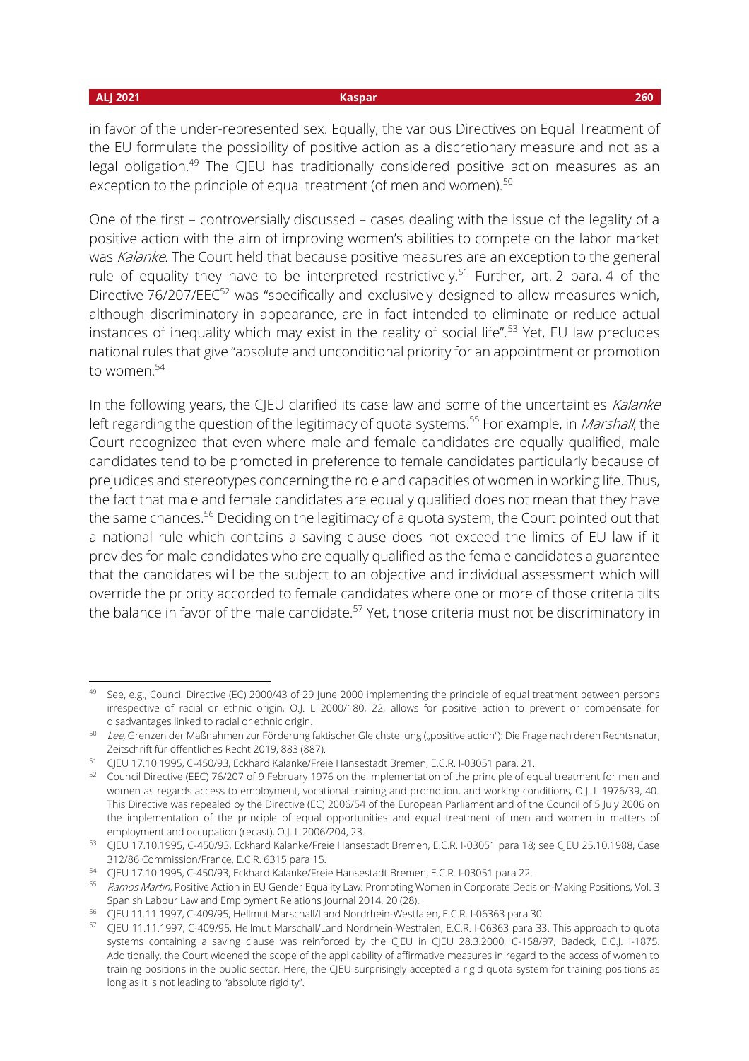in favor of the under-represented sex. Equally, the various Directives on Equal Treatment of the EU formulate the possibility of positive action as a discretionary measure and not as a legal obligation.[49] The CJEU has traditionally considered positive action measures as an exception to the principle of equal treatment (of men and women).[50]

One of the first – controversially discussed – cases dealing with the issue of the legality of a positive action with the aim of improving women's abilities to compete on the labor market was *Kalanke*. The Court held that because positive measures are an exception to the general rule of equality they have to be interpreted restrictively.[51] Further, art. 2 para. 4 of the Directive 76/207/EEC[52] was "specifically and exclusively designed to allow measures which, although discriminatory in appearance, are in fact intended to eliminate or reduce actual instances of inequality which may exist in the reality of social life".[53] Yet, EU law precludes national rules that give "absolute and unconditional priority for an appointment or promotion to women.[54]

In the following years, the CJEU clarified its case law and some of the uncertainties *Kalanke* left regarding the question of the legitimacy of quota systems.[55] For example, in *Marshall*, the Court recognized that even where male and female candidates are equally qualified, male candidates tend to be promoted in preference to female candidates particularly because of prejudices and stereotypes concerning the role and capacities of women in working life. Thus, the fact that male and female candidates are equally qualified does not mean that they have the same chances.[56] Deciding on the legitimacy of a quota system, the Court pointed out that a national rule which contains a saving clause does not exceed the limits of EU law if it provides for male candidates who are equally qualified as the female candidates a guarantee that the candidates will be the subject to an objective and individual assessment which will override the priority accorded to female candidates where one or more of those criteria tilts the balance in favor of the male candidate.[57] Yet, those criteria must not be discriminatory in

---

[49] See, e.g., Council Directive (EC) 2000/43 of 29 June 2000 implementing the principle of equal treatment between persons irrespective of racial or ethnic origin, O.J. L 2000/180, 22, allows for positive action to prevent or compensate for disadvantages linked to racial or ethnic origin.

[50] *Lee*, Grenzen der Maßnahmen zur Förderung faktischer Gleichstellung („positive action"): Die Frage nach deren Rechtsnatur, Zeitschrift für öffentliches Recht 2019, 883 (887).

[51] CJEU 17.10.1995, C-450/93, Eckhard Kalanke/Freie Hansestadt Bremen, E.C.R. I-03051 para. 21.

[52] Council Directive (EEC) 76/207 of 9 February 1976 on the implementation of the principle of equal treatment for men and women as regards access to employment, vocational training and promotion, and working conditions, O.J. L 1976/39, 40. This Directive was repealed by the Directive (EC) 2006/54 of the European Parliament and of the Council of 5 July 2006 on the implementation of the principle of equal opportunities and equal treatment of men and women in matters of employment and occupation (recast), O.J. L 2006/204, 23.

[53] CJEU 17.10.1995, C-450/93, Eckhard Kalanke/Freie Hansestadt Bremen, E.C.R. I-03051 para 18; see CJEU 25.10.1988, Case 312/86 Commission/France, E.C.R. 6315 para 15.

[54] CJEU 17.10.1995, C-450/93, Eckhard Kalanke/Freie Hansestadt Bremen, E.C.R. I-03051 para 22.

[55] *Ramos Martin*, Positive Action in EU Gender Equality Law: Promoting Women in Corporate Decision-Making Positions, Vol. 3 Spanish Labour Law and Employment Relations Journal 2014, 20 (28).

[56] CJEU 11.11.1997, C-409/95, Hellmut Marschall/Land Nordrhein-Westfalen, E.C.R. I-06363 para 30.

[57] CJEU 11.11.1997, C-409/95, Hellmut Marschall/Land Nordrhein-Westfalen, E.C.R. I-06363 para 33. This approach to quota systems containing a saving clause was reinforced by the CJEU in CJEU 28.3.2000, C-158/97, Badeck, E.C.J. I-1875. Additionally, the Court widened the scope of the applicability of affirmative measures in regard to the access of women to training positions in the public sector. Here, the CJEU surprisingly accepted a rigid quota system for training positions as long as it is not leading to "absolute rigidity".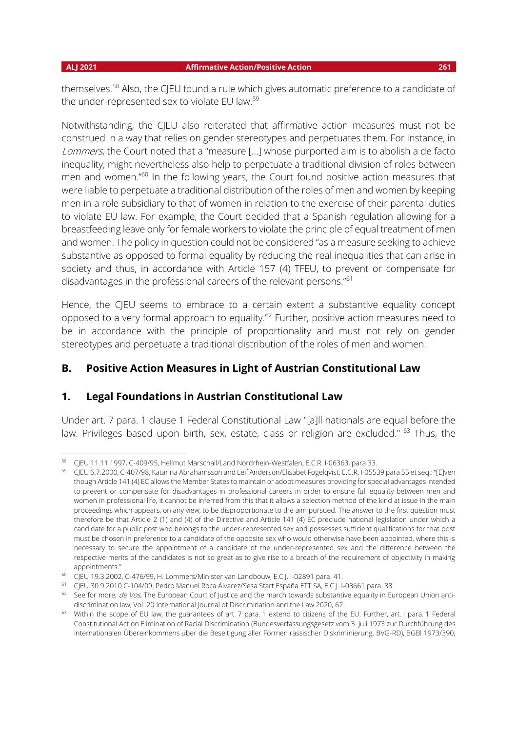themselves.[58] Also, the CJEU found a rule which gives automatic preference to a candidate of the under-represented sex to violate EU law.[59]

Notwithstanding, the CJEU also reiterated that affirmative action measures must not be construed in a way that relies on gender stereotypes and perpetuates them. For instance, in *Lommers*, the Court noted that a "measure […] whose purported aim is to abolish a de facto inequality, might nevertheless also help to perpetuate a traditional division of roles between men and women."[60] In the following years, the Court found positive action measures that were liable to perpetuate a traditional distribution of the roles of men and women by keeping men in a role subsidiary to that of women in relation to the exercise of their parental duties to violate EU law. For example, the Court decided that a Spanish regulation allowing for a breastfeeding leave only for female workers to violate the principle of equal treatment of men and women. The policy in question could not be considered "as a measure seeking to achieve substantive as opposed to formal equality by reducing the real inequalities that can arise in society and thus, in accordance with Article 157 (4) TFEU, to prevent or compensate for disadvantages in the professional careers of the relevant persons."[61]

Hence, the CJEU seems to embrace to a certain extent a substantive equality concept opposed to a very formal approach to equality.[62] Further, positive action measures need to be in accordance with the principle of proportionality and must not rely on gender stereotypes and perpetuate a traditional distribution of the roles of men and women.

## B. Positive Action Measures in Light of Austrian Constitutional Law

### 1. Legal Foundations in Austrian Constitutional Law

Under art. 7 para. 1 clause 1 Federal Constitutional Law "[a]ll nationals are equal before the law. Privileges based upon birth, sex, estate, class or religion are excluded." [63] Thus, the

---

[58] CJEU 11.11.1997, C-409/95, Hellmut Marschall/Land Nordrhein-Westfalen, E.C.R. I-06363, para 33.

[59] CJEU 6.7.2000, C-407/98, Katarina Abrahamsson and Leif Anderson/Elisabet Fogelqvist. E.C.R. I-05539 para 55 et seq.: "[E]ven though Article 141 (4) EC allows the Member States to maintain or adopt measures providing for special advantages intended to prevent or compensate for disadvantages in professional careers in order to ensure full equality between men and women in professional life, it cannot be inferred from this that it allows a selection method of the kind at issue in the main proceedings which appears, on any view, to be disproportionate to the aim pursued. The answer to the first question must therefore be that Article 2 (1) and (4) of the Directive and Article 141 (4) EC preclude national legislation under which a candidate for a public post who belongs to the under-represented sex and possesses sufficient qualifications for that post must be chosen in preference to a candidate of the opposite sex who would otherwise have been appointed, where this is necessary to secure the appointment of a candidate of the under-represented sex and the difference between the respective merits of the candidates is not so great as to give rise to a breach of the requirement of objectivity in making appointments."

[60] CJEU 19.3.2002, C-476/99, H. Lommers/Minister van Landbouw, E.C.J. I-02891 para. 41.

[61] CJEU 30.9.2010 C-104/09, Pedro Manuel Roca Álvarez/Sesa Start España ETT SA, E.C.J. I-08661 para. 38.

[62] See for more, *de Vos*, The European Court of Justice and the march towards substantive equality in European Union anti-discrimination law, Vol. 20 International Journal of Discrimination and the Law 2020, 62.

[63] Within the scope of EU law, the guarantees of art. 7 para. 1 extend to citizens of the EU. Further, art. I para. 1 Federal Constitutional Act on Elimination of Racial Discrimination (Bundesverfassungsgesetz vom 3. Juli 1973 zur Durchführung des Internationalen Übereinkommens über die Beseitigung aller Formen rassischer Diskriminierung, BVG-RD), BGBl 1973/390,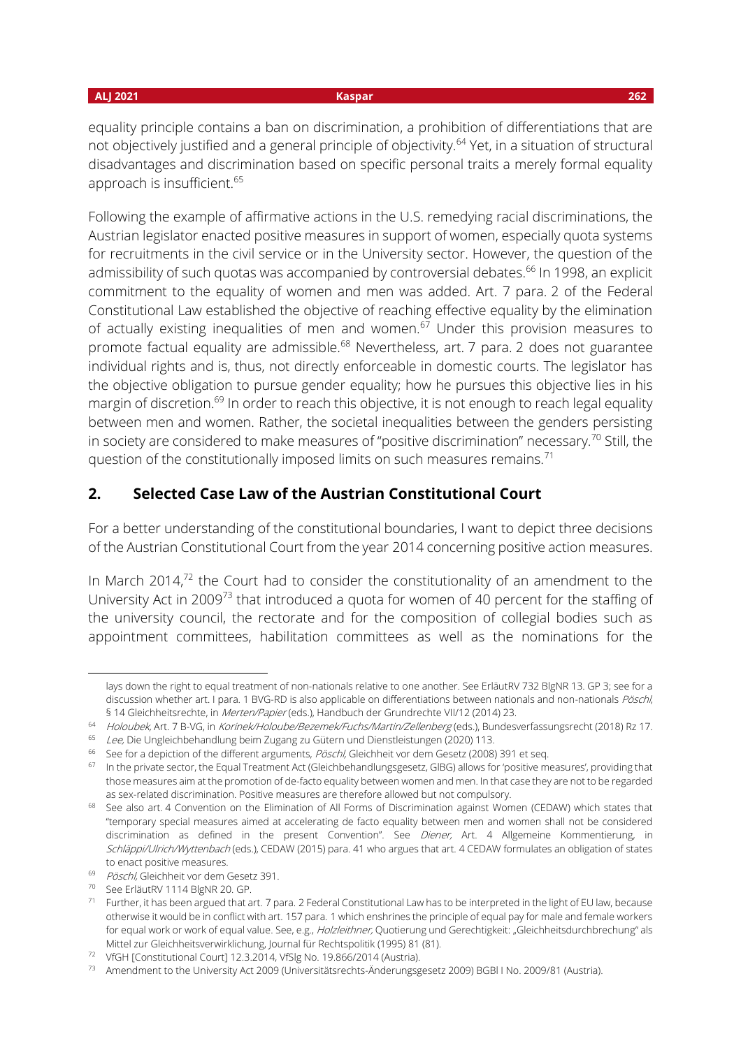equality principle contains a ban on discrimination, a prohibition of differentiations that are not objectively justified and a general principle of objectivity.[64] Yet, in a situation of structural disadvantages and discrimination based on specific personal traits a merely formal equality approach is insufficient.[65]

Following the example of affirmative actions in the U.S. remedying racial discriminations, the Austrian legislator enacted positive measures in support of women, especially quota systems for recruitments in the civil service or in the University sector. However, the question of the admissibility of such quotas was accompanied by controversial debates.[66] In 1998, an explicit commitment to the equality of women and men was added. Art. 7 para. 2 of the Federal Constitutional Law established the objective of reaching effective equality by the elimination of actually existing inequalities of men and women.[67] Under this provision measures to promote factual equality are admissible.[68] Nevertheless, art. 7 para. 2 does not guarantee individual rights and is, thus, not directly enforceable in domestic courts. The legislator has the objective obligation to pursue gender equality; how he pursues this objective lies in his margin of discretion.[69] In order to reach this objective, it is not enough to reach legal equality between men and women. Rather, the societal inequalities between the genders persisting in society are considered to make measures of "positive discrimination" necessary.[70] Still, the question of the constitutionally imposed limits on such measures remains.[71]

## 2. Selected Case Law of the Austrian Constitutional Court

For a better understanding of the constitutional boundaries, I want to depict three decisions of the Austrian Constitutional Court from the year 2014 concerning positive action measures.

In March 2014,[72] the Court had to consider the constitutionality of an amendment to the University Act in 2009[73] that introduced a quota for women of 40 percent for the staffing of the university council, the rectorate and for the composition of collegial bodies such as appointment committees, habilitation committees as well as the nominations for the

---

lays down the right to equal treatment of non-nationals relative to one another. See ErläutRV 732 BlgNR 13. GP 3; see for a discussion whether art. I para. 1 BVG-RD is also applicable on differentiations between nationals and non-nationals *Pöschl*, § 14 Gleichheitsrechte, in *Merten/Papier* (eds.), Handbuch der Grundrechte VII/12 (2014) 23.

64 *Holoubek*, Art. 7 B-VG, in *Korinek/Holoube/Bezemek/Fuchs/Martin/Zellenberg* (eds.), Bundesverfassungsrecht (2018) Rz 17.

65 *Lee*, Die Ungleichbehandlung beim Zugang zu Gütern und Dienstleistungen (2020) 113.

66 See for a depiction of the different arguments, *Pöschl*, Gleichheit vor dem Gesetz (2008) 391 et seq.

67 In the private sector, the Equal Treatment Act (Gleichbehandlungsgesetz, GlBG) allows for 'positive measures', providing that those measures aim at the promotion of de-facto equality between women and men. In that case they are not to be regarded as sex-related discrimination. Positive measures are therefore allowed but not compulsory.

68 See also art. 4 Convention on the Elimination of All Forms of Discrimination against Women (CEDAW) which states that "temporary special measures aimed at accelerating de facto equality between men and women shall not be considered discrimination as defined in the present Convention". See *Diener*, Art. 4 Allgemeine Kommentierung, in *Schläppi/Ulrich/Wyttenbach* (eds.), CEDAW (2015) para. 41 who argues that art. 4 CEDAW formulates an obligation of states to enact positive measures.

69 *Pöschl*, Gleichheit vor dem Gesetz 391.

70 See ErläutRV 1114 BlgNR 20. GP.

71 Further, it has been argued that art. 7 para. 2 Federal Constitutional Law has to be interpreted in the light of EU law, because otherwise it would be in conflict with art. 157 para. 1 which enshrines the principle of equal pay for male and female workers for equal work or work of equal value. See, e.g., *Holzleithner*, Quotierung und Gerechtigkeit: „Gleichheitsdurchbrechung" als Mittel zur Gleichheitsverwirklichung, Journal für Rechtspolitik (1995) 81 (81).

72 VfGH [Constitutional Court] 12.3.2014, VfSlg No. 19.866/2014 (Austria).

73 Amendment to the University Act 2009 (Universitätsrechts-Änderungsgesetz 2009) BGBl I No. 2009/81 (Austria).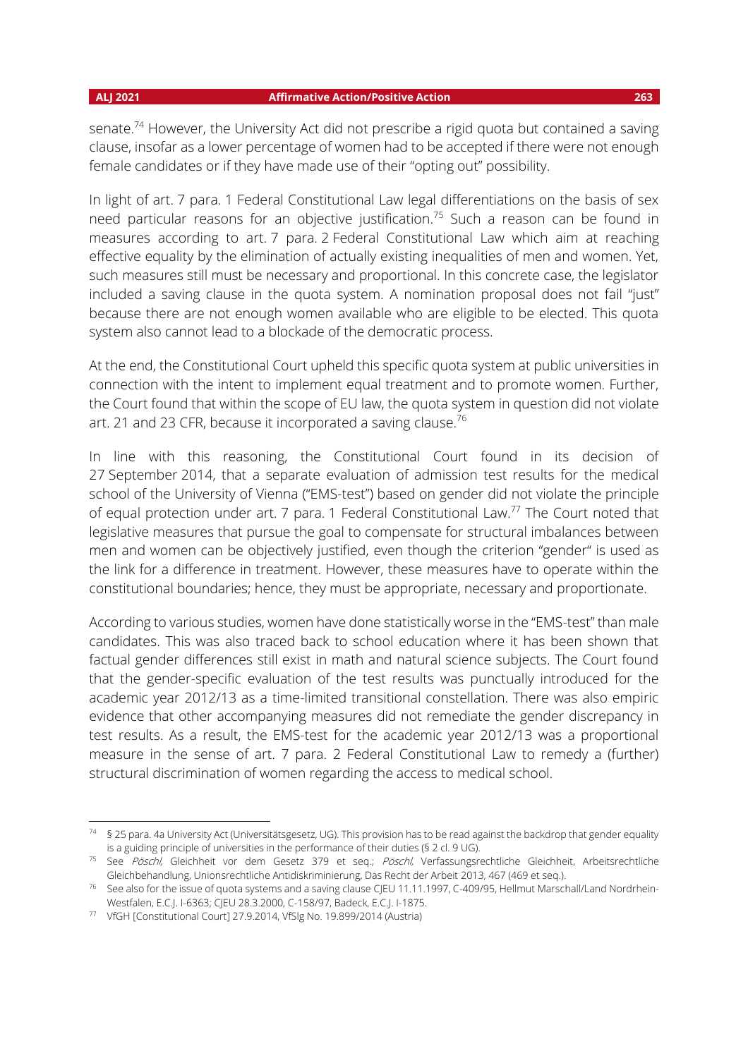senate.[74] However, the University Act did not prescribe a rigid quota but contained a saving clause, insofar as a lower percentage of women had to be accepted if there were not enough female candidates or if they have made use of their "opting out" possibility.

In light of art. 7 para. 1 Federal Constitutional Law legal differentiations on the basis of sex need particular reasons for an objective justification.[75] Such a reason can be found in measures according to art. 7 para. 2 Federal Constitutional Law which aim at reaching effective equality by the elimination of actually existing inequalities of men and women. Yet, such measures still must be necessary and proportional. In this concrete case, the legislator included a saving clause in the quota system. A nomination proposal does not fail "just" because there are not enough women available who are eligible to be elected. This quota system also cannot lead to a blockade of the democratic process.

At the end, the Constitutional Court upheld this specific quota system at public universities in connection with the intent to implement equal treatment and to promote women. Further, the Court found that within the scope of EU law, the quota system in question did not violate art. 21 and 23 CFR, because it incorporated a saving clause.[76]

In line with this reasoning, the Constitutional Court found in its decision of 27 September 2014, that a separate evaluation of admission test results for the medical school of the University of Vienna ("EMS-test") based on gender did not violate the principle of equal protection under art. 7 para. 1 Federal Constitutional Law.[77] The Court noted that legislative measures that pursue the goal to compensate for structural imbalances between men and women can be objectively justified, even though the criterion "gender" is used as the link for a difference in treatment. However, these measures have to operate within the constitutional boundaries; hence, they must be appropriate, necessary and proportionate.

According to various studies, women have done statistically worse in the "EMS-test" than male candidates. This was also traced back to school education where it has been shown that factual gender differences still exist in math and natural science subjects. The Court found that the gender-specific evaluation of the test results was punctually introduced for the academic year 2012/13 as a time-limited transitional constellation. There was also empiric evidence that other accompanying measures did not remediate the gender discrepancy in test results. As a result, the EMS-test for the academic year 2012/13 was a proportional measure in the sense of art. 7 para. 2 Federal Constitutional Law to remedy a (further) structural discrimination of women regarding the access to medical school.

---

[74] § 25 para. 4a University Act (Universitätsgesetz, UG). This provision has to be read against the backdrop that gender equality is a guiding principle of universities in the performance of their duties (§ 2 cl. 9 UG).

[75] See *Pöschl,* Gleichheit vor dem Gesetz 379 et seq.; *Pöschl,* Verfassungsrechtliche Gleichheit, Arbeitsrechtliche Gleichbehandlung, Unionsrechtliche Antidiskriminierung, Das Recht der Arbeit 2013, 467 (469 et seq.).

[76] See also for the issue of quota systems and a saving clause CJEU 11.11.1997, C-409/95, Hellmut Marschall/Land Nordrhein-Westfalen, E.C.J. I-6363; CJEU 28.3.2000, C-158/97, Badeck, E.C.J. I-1875.

[77] VfGH [Constitutional Court] 27.9.2014, VfSlg No. 19.899/2014 (Austria)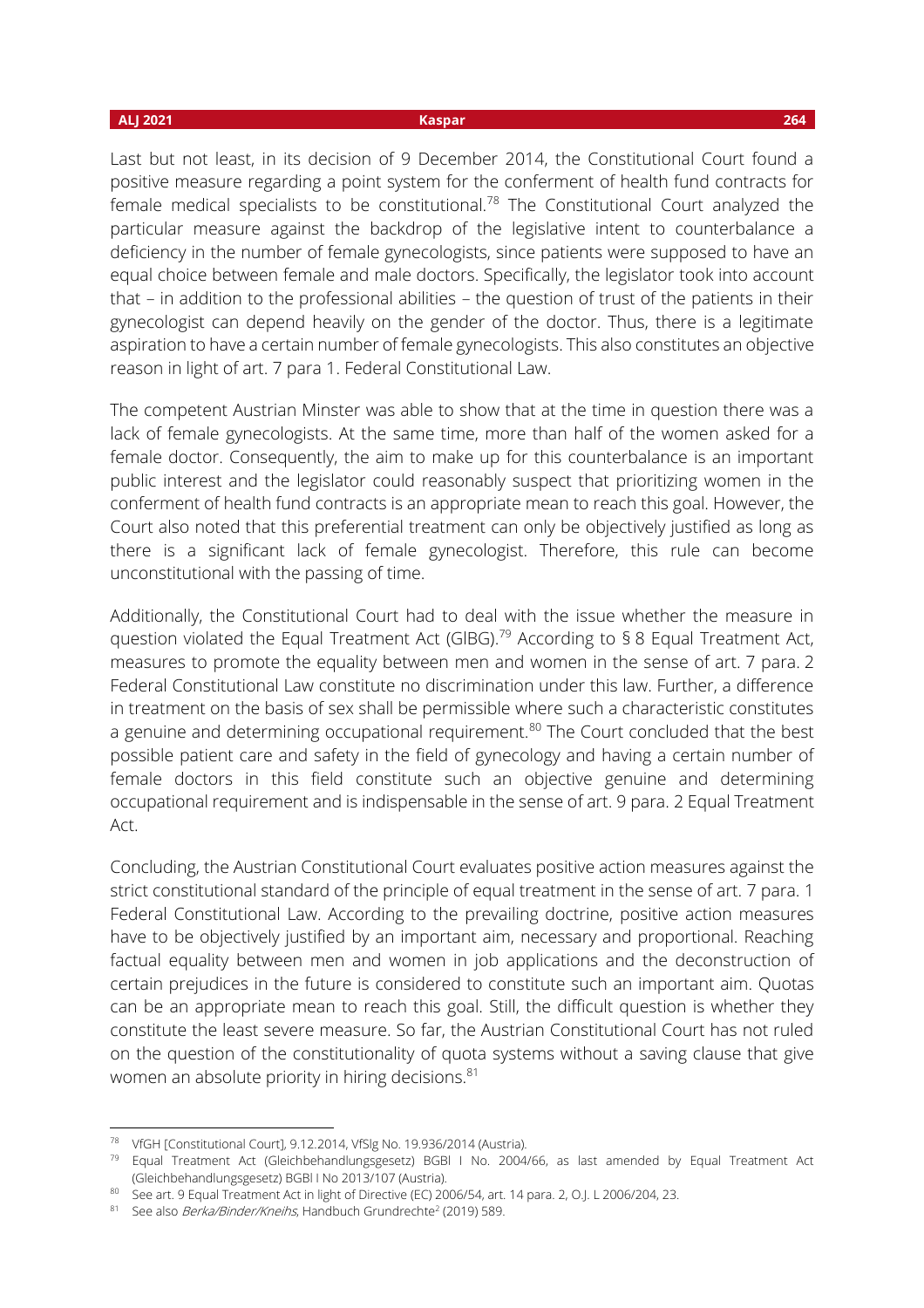Last but not least, in its decision of 9 December 2014, the Constitutional Court found a positive measure regarding a point system for the conferment of health fund contracts for female medical specialists to be constitutional.[78] The Constitutional Court analyzed the particular measure against the backdrop of the legislative intent to counterbalance a deficiency in the number of female gynecologists, since patients were supposed to have an equal choice between female and male doctors. Specifically, the legislator took into account that – in addition to the professional abilities – the question of trust of the patients in their gynecologist can depend heavily on the gender of the doctor. Thus, there is a legitimate aspiration to have a certain number of female gynecologists. This also constitutes an objective reason in light of art. 7 para 1. Federal Constitutional Law.

The competent Austrian Minster was able to show that at the time in question there was a lack of female gynecologists. At the same time, more than half of the women asked for a female doctor. Consequently, the aim to make up for this counterbalance is an important public interest and the legislator could reasonably suspect that prioritizing women in the conferment of health fund contracts is an appropriate mean to reach this goal. However, the Court also noted that this preferential treatment can only be objectively justified as long as there is a significant lack of female gynecologist. Therefore, this rule can become unconstitutional with the passing of time.

Additionally, the Constitutional Court had to deal with the issue whether the measure in question violated the Equal Treatment Act (GlBG).[79] According to § 8 Equal Treatment Act, measures to promote the equality between men and women in the sense of art. 7 para. 2 Federal Constitutional Law constitute no discrimination under this law. Further, a difference in treatment on the basis of sex shall be permissible where such a characteristic constitutes a genuine and determining occupational requirement.[80] The Court concluded that the best possible patient care and safety in the field of gynecology and having a certain number of female doctors in this field constitute such an objective genuine and determining occupational requirement and is indispensable in the sense of art. 9 para. 2 Equal Treatment Act.

Concluding, the Austrian Constitutional Court evaluates positive action measures against the strict constitutional standard of the principle of equal treatment in the sense of art. 7 para. 1 Federal Constitutional Law. According to the prevailing doctrine, positive action measures have to be objectively justified by an important aim, necessary and proportional. Reaching factual equality between men and women in job applications and the deconstruction of certain prejudices in the future is considered to constitute such an important aim. Quotas can be an appropriate mean to reach this goal. Still, the difficult question is whether they constitute the least severe measure. So far, the Austrian Constitutional Court has not ruled on the question of the constitutionality of quota systems without a saving clause that give women an absolute priority in hiring decisions.[81]

---

[78] VfGH [Constitutional Court], 9.12.2014, VfSlg No. 19.936/2014 (Austria).

[79] Equal Treatment Act (Gleichbehandlungsgesetz) BGBl I No. 2004/66, as last amended by Equal Treatment Act (Gleichbehandlungsgesetz) BGBl I No 2013/107 (Austria).

[80] See art. 9 Equal Treatment Act in light of Directive (EC) 2006/54, art. 14 para. 2, O.J. L 2006/204, 23.

[81] See also *Berka/Binder/Kneihs*, Handbuch Grundrechte[2] (2019) 589.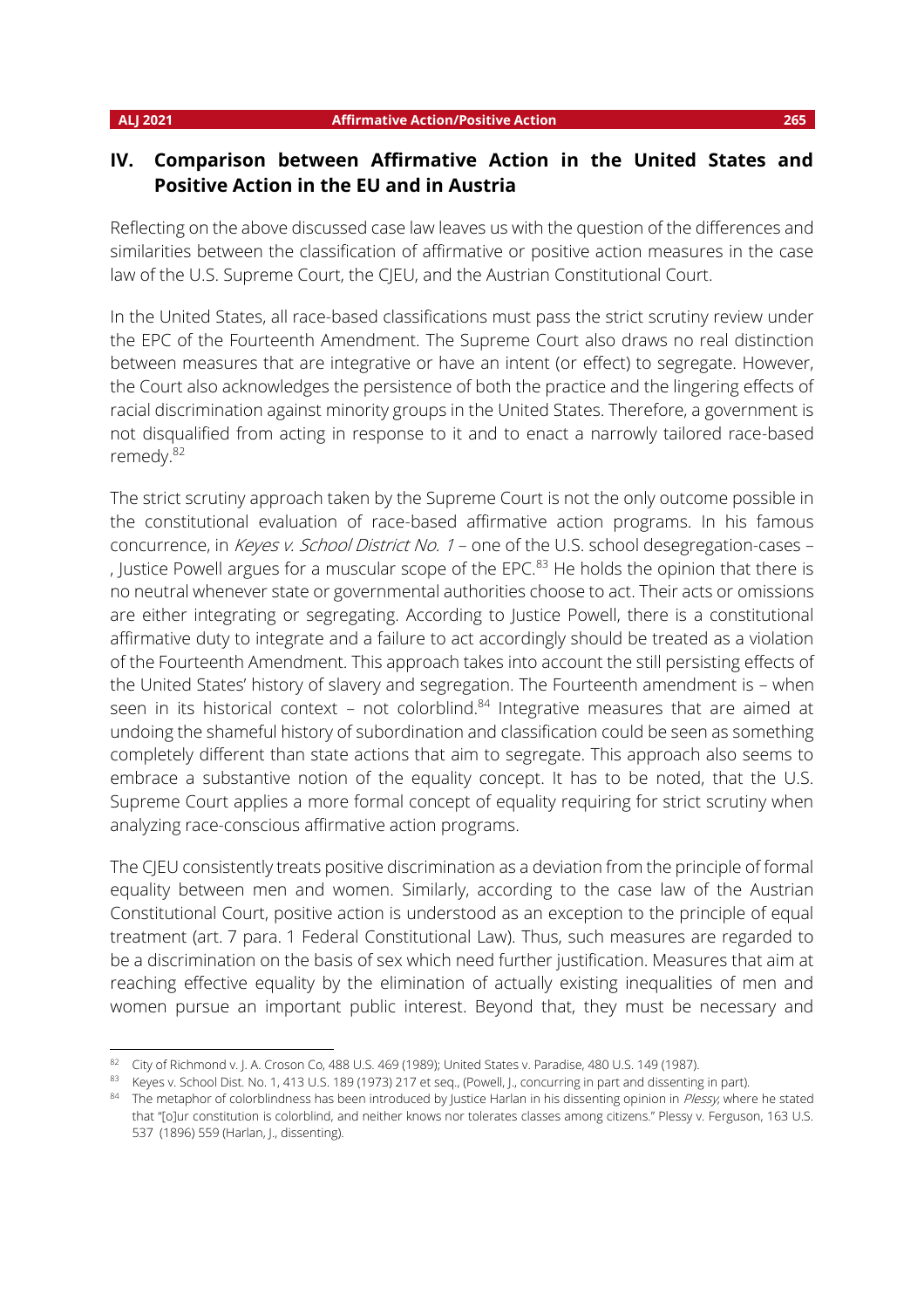## IV. Comparison between Affirmative Action in the United States and Positive Action in the EU and in Austria

Reflecting on the above discussed case law leaves us with the question of the differences and similarities between the classification of affirmative or positive action measures in the case law of the U.S. Supreme Court, the CJEU, and the Austrian Constitutional Court.

In the United States, all race-based classifications must pass the strict scrutiny review under the EPC of the Fourteenth Amendment. The Supreme Court also draws no real distinction between measures that are integrative or have an intent (or effect) to segregate. However, the Court also acknowledges the persistence of both the practice and the lingering effects of racial discrimination against minority groups in the United States. Therefore, a government is not disqualified from acting in response to it and to enact a narrowly tailored race-based remedy.[82]

The strict scrutiny approach taken by the Supreme Court is not the only outcome possible in the constitutional evaluation of race-based affirmative action programs. In his famous concurrence, in *Keyes v. School District No. 1* – one of the U.S. school desegregation-cases – , Justice Powell argues for a muscular scope of the EPC.[83] He holds the opinion that there is no neutral whenever state or governmental authorities choose to act. Their acts or omissions are either integrating or segregating. According to Justice Powell, there is a constitutional affirmative duty to integrate and a failure to act accordingly should be treated as a violation of the Fourteenth Amendment. This approach takes into account the still persisting effects of the United States' history of slavery and segregation. The Fourteenth amendment is – when seen in its historical context – not colorblind.[84] Integrative measures that are aimed at undoing the shameful history of subordination and classification could be seen as something completely different than state actions that aim to segregate. This approach also seems to embrace a substantive notion of the equality concept. It has to be noted, that the U.S. Supreme Court applies a more formal concept of equality requiring for strict scrutiny when analyzing race-conscious affirmative action programs.

The CJEU consistently treats positive discrimination as a deviation from the principle of formal equality between men and women. Similarly, according to the case law of the Austrian Constitutional Court, positive action is understood as an exception to the principle of equal treatment (art. 7 para. 1 Federal Constitutional Law). Thus, such measures are regarded to be a discrimination on the basis of sex which need further justification. Measures that aim at reaching effective equality by the elimination of actually existing inequalities of men and women pursue an important public interest. Beyond that, they must be necessary and

---

[82] City of Richmond v. J. A. Croson Co, 488 U.S. 469 (1989); United States v. Paradise, 480 U.S. 149 (1987).

[83] Keyes v. School Dist. No. 1, 413 U.S. 189 (1973) 217 et seq., (Powell, J., concurring in part and dissenting in part).

[84] The metaphor of colorblindness has been introduced by Justice Harlan in his dissenting opinion in *Plessy*, where he stated that "[o]ur constitution is colorblind, and neither knows nor tolerates classes among citizens." Plessy v. Ferguson, 163 U.S. 537 (1896) 559 (Harlan, J., dissenting).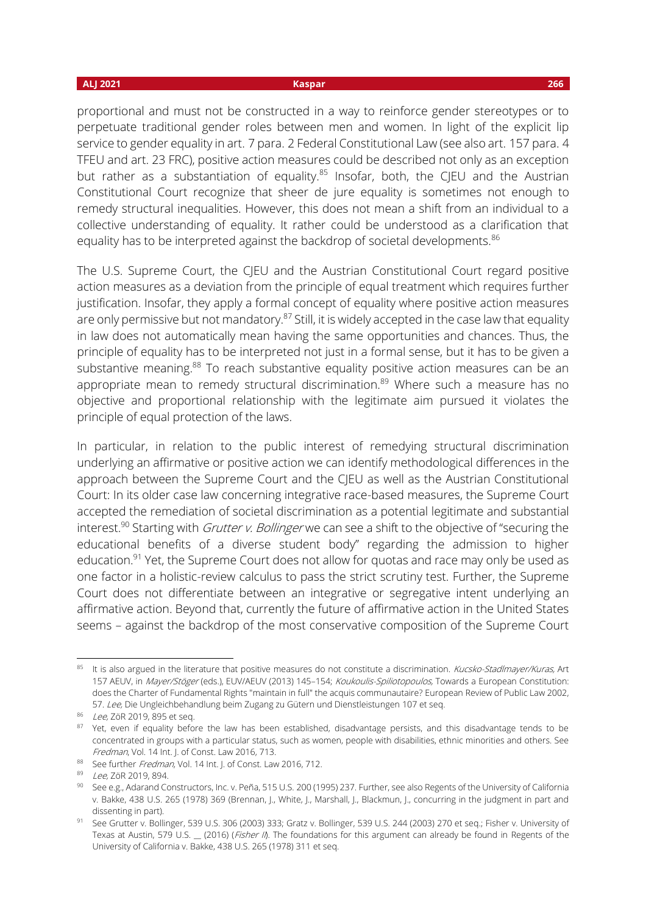proportional and must not be constructed in a way to reinforce gender stereotypes or to perpetuate traditional gender roles between men and women. In light of the explicit lip service to gender equality in art. 7 para. 2 Federal Constitutional Law (see also art. 157 para. 4 TFEU and art. 23 FRC), positive action measures could be described not only as an exception but rather as a substantiation of equality.[85] Insofar, both, the CJEU and the Austrian Constitutional Court recognize that sheer de jure equality is sometimes not enough to remedy structural inequalities. However, this does not mean a shift from an individual to a collective understanding of equality. It rather could be understood as a clarification that equality has to be interpreted against the backdrop of societal developments.[86]

The U.S. Supreme Court, the CJEU and the Austrian Constitutional Court regard positive action measures as a deviation from the principle of equal treatment which requires further justification. Insofar, they apply a formal concept of equality where positive action measures are only permissive but not mandatory.[87] Still, it is widely accepted in the case law that equality in law does not automatically mean having the same opportunities and chances. Thus, the principle of equality has to be interpreted not just in a formal sense, but it has to be given a substantive meaning.[88] To reach substantive equality positive action measures can be an appropriate mean to remedy structural discrimination.[89] Where such a measure has no objective and proportional relationship with the legitimate aim pursued it violates the principle of equal protection of the laws.

In particular, in relation to the public interest of remedying structural discrimination underlying an affirmative or positive action we can identify methodological differences in the approach between the Supreme Court and the CJEU as well as the Austrian Constitutional Court: In its older case law concerning integrative race-based measures, the Supreme Court accepted the remediation of societal discrimination as a potential legitimate and substantial interest.[90] Starting with *Grutter v. Bollinger* we can see a shift to the objective of "securing the educational benefits of a diverse student body" regarding the admission to higher education.[91] Yet, the Supreme Court does not allow for quotas and race may only be used as one factor in a holistic-review calculus to pass the strict scrutiny test. Further, the Supreme Court does not differentiate between an integrative or segregative intent underlying an affirmative action. Beyond that, currently the future of affirmative action in the United States seems – against the backdrop of the most conservative composition of the Supreme Court

---

[85] It is also argued in the literature that positive measures do not constitute a discrimination. *Kucsko-Stadlmayer/Kuras,* Art 157 AEUV, in *Mayer/Stöger* (eds.), EUV/AEUV (2013) 145–154; *Koukoulis-Spiliotopoulos,* Towards a European Constitution: does the Charter of Fundamental Rights "maintain in full" the acquis communautaire? European Review of Public Law 2002, 57. *Lee,* Die Ungleichbehandlung beim Zugang zu Gütern und Dienstleistungen 107 et seq.

[86] *Lee,* ZöR 2019, 895 et seq.

[87] Yet, even if equality before the law has been established, disadvantage persists, and this disadvantage tends to be concentrated in groups with a particular status, such as women, people with disabilities, ethnic minorities and others. See *Fredman*, Vol. 14 Int. J. of Const. Law 2016, 713.

[88] See further *Fredman,* Vol. 14 Int. J. of Const. Law 2016, 712.

[89] *Lee,* ZöR 2019, 894.

[90] See e.g., Adarand Constructors, Inc. v. Peña, 515 U.S. 200 (1995) 237. Further, see also Regents of the University of California v. Bakke, 438 U.S. 265 (1978) 369 (Brennan, J., White, J., Marshall, J., Blackmun, J., concurring in the judgment in part and dissenting in part).

[91] See Grutter v. Bollinger, 539 U.S. 306 (2003) 333; Gratz v. Bollinger, 539 U.S. 244 (2003) 270 et seq.; Fisher v. University of Texas at Austin, 579 U.S. __ (2016) (*Fisher II*). The foundations for this argument can already be found in Regents of the University of California v. Bakke, 438 U.S. 265 (1978) 311 et seq.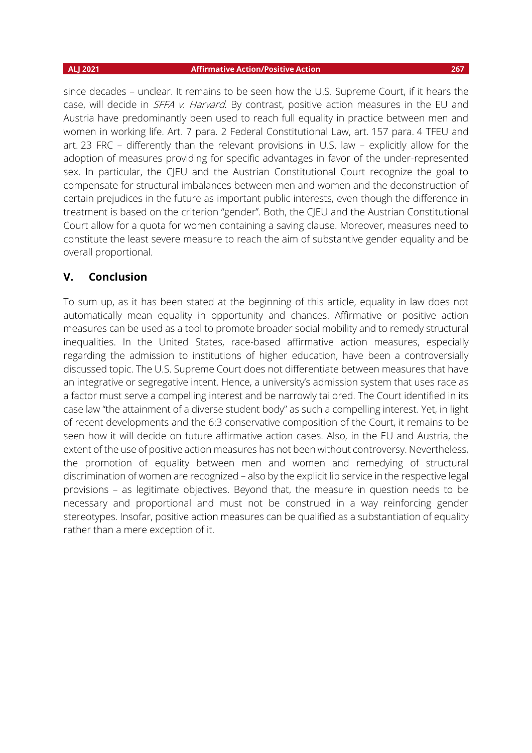since decades – unclear. It remains to be seen how the U.S. Supreme Court, if it hears the case, will decide in *SFFA v. Harvard*. By contrast, positive action measures in the EU and Austria have predominantly been used to reach full equality in practice between men and women in working life. Art. 7 para. 2 Federal Constitutional Law, art. 157 para. 4 TFEU and art. 23 FRC – differently than the relevant provisions in U.S. law – explicitly allow for the adoption of measures providing for specific advantages in favor of the under-represented sex. In particular, the CJEU and the Austrian Constitutional Court recognize the goal to compensate for structural imbalances between men and women and the deconstruction of certain prejudices in the future as important public interests, even though the difference in treatment is based on the criterion "gender". Both, the CJEU and the Austrian Constitutional Court allow for a quota for women containing a saving clause. Moreover, measures need to constitute the least severe measure to reach the aim of substantive gender equality and be overall proportional.

## V. Conclusion

To sum up, as it has been stated at the beginning of this article, equality in law does not automatically mean equality in opportunity and chances. Affirmative or positive action measures can be used as a tool to promote broader social mobility and to remedy structural inequalities. In the United States, race-based affirmative action measures, especially regarding the admission to institutions of higher education, have been a controversially discussed topic. The U.S. Supreme Court does not differentiate between measures that have an integrative or segregative intent. Hence, a university's admission system that uses race as a factor must serve a compelling interest and be narrowly tailored. The Court identified in its case law "the attainment of a diverse student body" as such a compelling interest. Yet, in light of recent developments and the 6:3 conservative composition of the Court, it remains to be seen how it will decide on future affirmative action cases. Also, in the EU and Austria, the extent of the use of positive action measures has not been without controversy. Nevertheless, the promotion of equality between men and women and remedying of structural discrimination of women are recognized – also by the explicit lip service in the respective legal provisions – as legitimate objectives. Beyond that, the measure in question needs to be necessary and proportional and must not be construed in a way reinforcing gender stereotypes. Insofar, positive action measures can be qualified as a substantiation of equality rather than a mere exception of it.